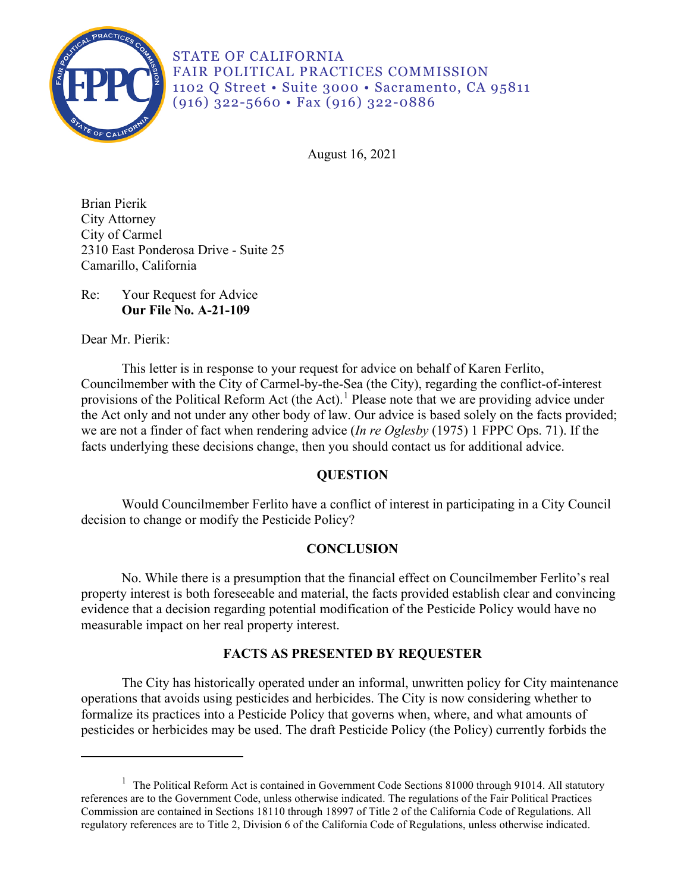STATE OF CALIFORNIA
FAIR POLITICAL PRACTICES COMMISSION
1102 Q Street • Suite 3000 • Sacramento, CA 95811
(916) 322-5660 • Fax (916) 322-0886

August 16, 2021

Brian Pierik
City Attorney
City of Carmel
2310 East Ponderosa Drive - Suite 25
Camarillo, California

Re: Your Request for Advice
**Our File No. A-21-109**

Dear Mr. Pierik:

This letter is in response to your request for advice on behalf of Karen Ferlito, Councilmember with the City of Carmel-by-the-Sea (the City), regarding the conflict-of-interest provisions of the Political Reform Act (the Act).[1] Please note that we are providing advice under the Act only and not under any other body of law. Our advice is based solely on the facts provided; we are not a finder of fact when rendering advice (*In re Oglesby* (1975) 1 FPPC Ops. 71). If the facts underlying these decisions change, then you should contact us for additional advice.

## QUESTION

Would Councilmember Ferlito have a conflict of interest in participating in a City Council decision to change or modify the Pesticide Policy?

## CONCLUSION

No. While there is a presumption that the financial effect on Councilmember Ferlito's real property interest is both foreseeable and material, the facts provided establish clear and convincing evidence that a decision regarding potential modification of the Pesticide Policy would have no measurable impact on her real property interest.

## FACTS AS PRESENTED BY REQUESTER

The City has historically operated under an informal, unwritten policy for City maintenance operations that avoids using pesticides and herbicides. The City is now considering whether to formalize its practices into a Pesticide Policy that governs when, where, and what amounts of pesticides or herbicides may be used. The draft Pesticide Policy (the Policy) currently forbids the

[1] The Political Reform Act is contained in Government Code Sections 81000 through 91014. All statutory references are to the Government Code, unless otherwise indicated. The regulations of the Fair Political Practices Commission are contained in Sections 18110 through 18997 of Title 2 of the California Code of Regulations. All regulatory references are to Title 2, Division 6 of the California Code of Regulations, unless otherwise indicated.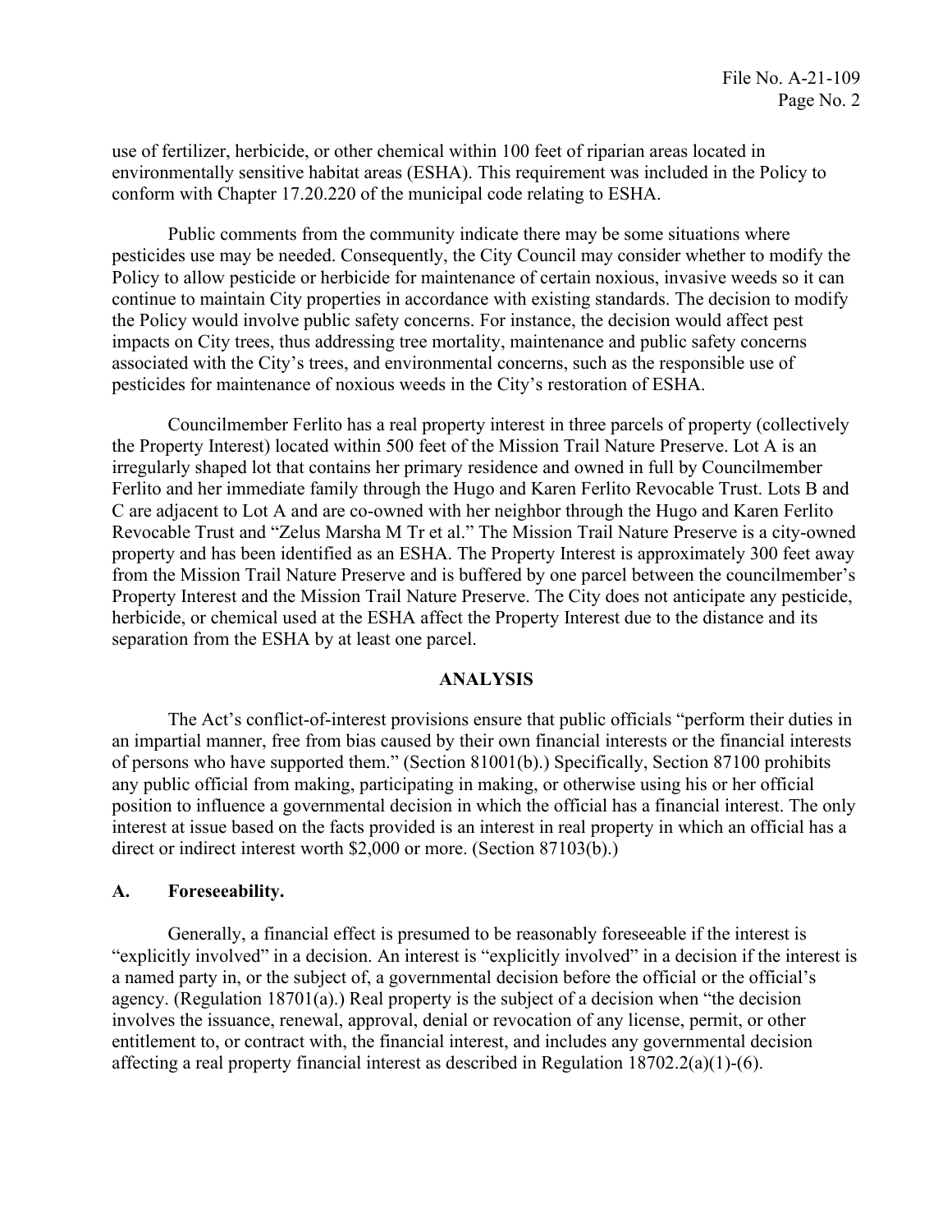use of fertilizer, herbicide, or other chemical within 100 feet of riparian areas located in environmentally sensitive habitat areas (ESHA). This requirement was included in the Policy to conform with Chapter 17.20.220 of the municipal code relating to ESHA.

Public comments from the community indicate there may be some situations where pesticides use may be needed. Consequently, the City Council may consider whether to modify the Policy to allow pesticide or herbicide for maintenance of certain noxious, invasive weeds so it can continue to maintain City properties in accordance with existing standards. The decision to modify the Policy would involve public safety concerns. For instance, the decision would affect pest impacts on City trees, thus addressing tree mortality, maintenance and public safety concerns associated with the City's trees, and environmental concerns, such as the responsible use of pesticides for maintenance of noxious weeds in the City's restoration of ESHA.

Councilmember Ferlito has a real property interest in three parcels of property (collectively the Property Interest) located within 500 feet of the Mission Trail Nature Preserve. Lot A is an irregularly shaped lot that contains her primary residence and owned in full by Councilmember Ferlito and her immediate family through the Hugo and Karen Ferlito Revocable Trust. Lots B and C are adjacent to Lot A and are co-owned with her neighbor through the Hugo and Karen Ferlito Revocable Trust and "Zelus Marsha M Tr et al." The Mission Trail Nature Preserve is a city-owned property and has been identified as an ESHA. The Property Interest is approximately 300 feet away from the Mission Trail Nature Preserve and is buffered by one parcel between the councilmember's Property Interest and the Mission Trail Nature Preserve. The City does not anticipate any pesticide, herbicide, or chemical used at the ESHA affect the Property Interest due to the distance and its separation from the ESHA by at least one parcel.

## ANALYSIS

The Act's conflict-of-interest provisions ensure that public officials "perform their duties in an impartial manner, free from bias caused by their own financial interests or the financial interests of persons who have supported them." (Section 81001(b).) Specifically, Section 87100 prohibits any public official from making, participating in making, or otherwise using his or her official position to influence a governmental decision in which the official has a financial interest. The only interest at issue based on the facts provided is an interest in real property in which an official has a direct or indirect interest worth $2,000 or more. (Section 87103(b).)

### A. Foreseeability.

Generally, a financial effect is presumed to be reasonably foreseeable if the interest is "explicitly involved" in a decision. An interest is "explicitly involved" in a decision if the interest is a named party in, or the subject of, a governmental decision before the official or the official's agency. (Regulation 18701(a).) Real property is the subject of a decision when "the decision involves the issuance, renewal, approval, denial or revocation of any license, permit, or other entitlement to, or contract with, the financial interest, and includes any governmental decision affecting a real property financial interest as described in Regulation 18702.2(a)(1)-(6).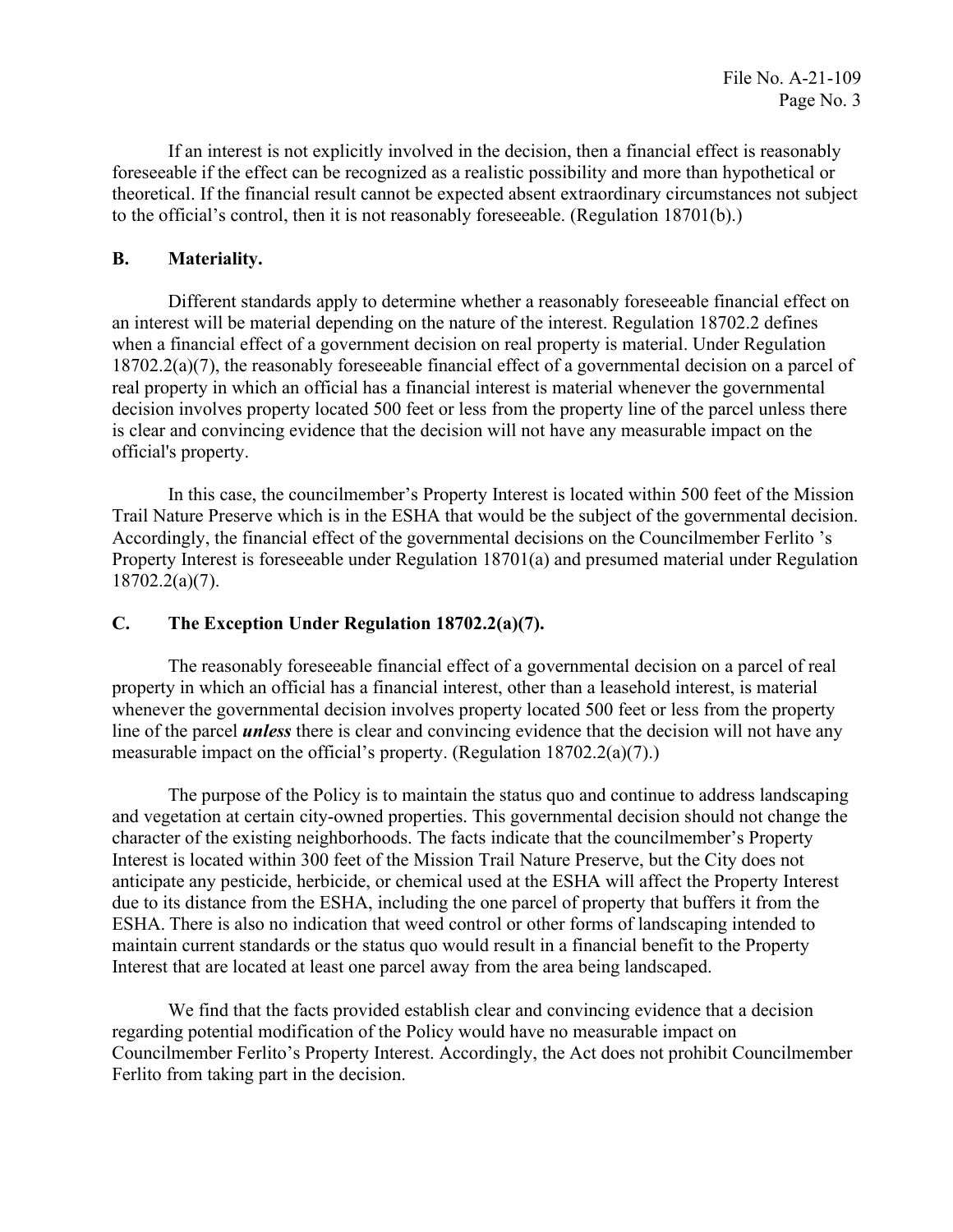If an interest is not explicitly involved in the decision, then a financial effect is reasonably foreseeable if the effect can be recognized as a realistic possibility and more than hypothetical or theoretical. If the financial result cannot be expected absent extraordinary circumstances not subject to the official's control, then it is not reasonably foreseeable. (Regulation 18701(b).)

## B. Materiality.

Different standards apply to determine whether a reasonably foreseeable financial effect on an interest will be material depending on the nature of the interest. Regulation 18702.2 defines when a financial effect of a government decision on real property is material. Under Regulation 18702.2(a)(7), the reasonably foreseeable financial effect of a governmental decision on a parcel of real property in which an official has a financial interest is material whenever the governmental decision involves property located 500 feet or less from the property line of the parcel unless there is clear and convincing evidence that the decision will not have any measurable impact on the official's property.

In this case, the councilmember's Property Interest is located within 500 feet of the Mission Trail Nature Preserve which is in the ESHA that would be the subject of the governmental decision. Accordingly, the financial effect of the governmental decisions on the Councilmember Ferlito 's Property Interest is foreseeable under Regulation 18701(a) and presumed material under Regulation 18702.2(a)(7).

## C. The Exception Under Regulation 18702.2(a)(7).

The reasonably foreseeable financial effect of a governmental decision on a parcel of real property in which an official has a financial interest, other than a leasehold interest, is material whenever the governmental decision involves property located 500 feet or less from the property line of the parcel ***unless*** there is clear and convincing evidence that the decision will not have any measurable impact on the official's property. (Regulation 18702.2(a)(7).)

The purpose of the Policy is to maintain the status quo and continue to address landscaping and vegetation at certain city-owned properties. This governmental decision should not change the character of the existing neighborhoods. The facts indicate that the councilmember's Property Interest is located within 300 feet of the Mission Trail Nature Preserve, but the City does not anticipate any pesticide, herbicide, or chemical used at the ESHA will affect the Property Interest due to its distance from the ESHA, including the one parcel of property that buffers it from the ESHA. There is also no indication that weed control or other forms of landscaping intended to maintain current standards or the status quo would result in a financial benefit to the Property Interest that are located at least one parcel away from the area being landscaped.

We find that the facts provided establish clear and convincing evidence that a decision regarding potential modification of the Policy would have no measurable impact on Councilmember Ferlito's Property Interest. Accordingly, the Act does not prohibit Councilmember Ferlito from taking part in the decision.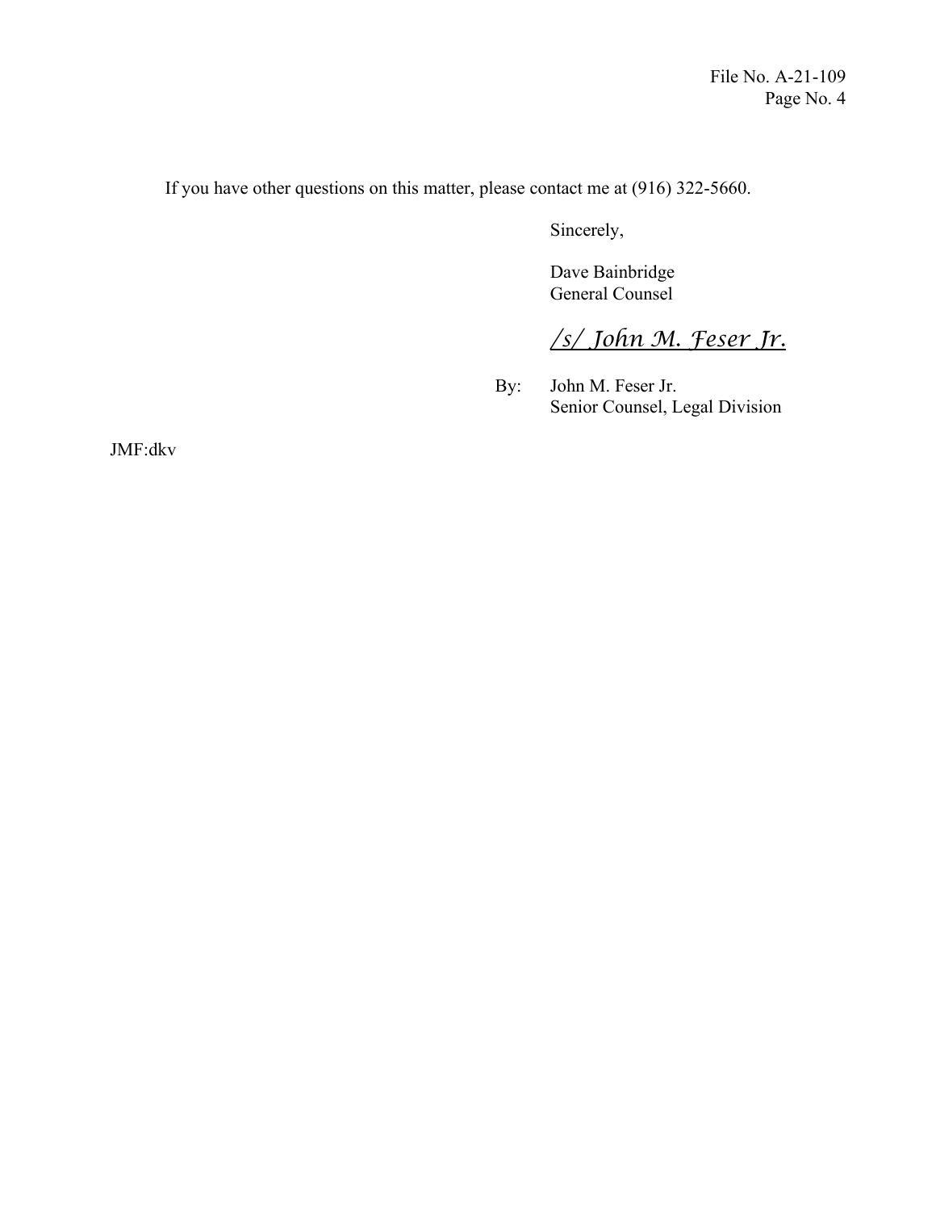If you have other questions on this matter, please contact me at (916) 322-5660.

Sincerely,

Dave Bainbridge
General Counsel

*/s/ John M. Feser Jr.*

By: John M. Feser Jr.
Senior Counsel, Legal Division

JMF:dkv